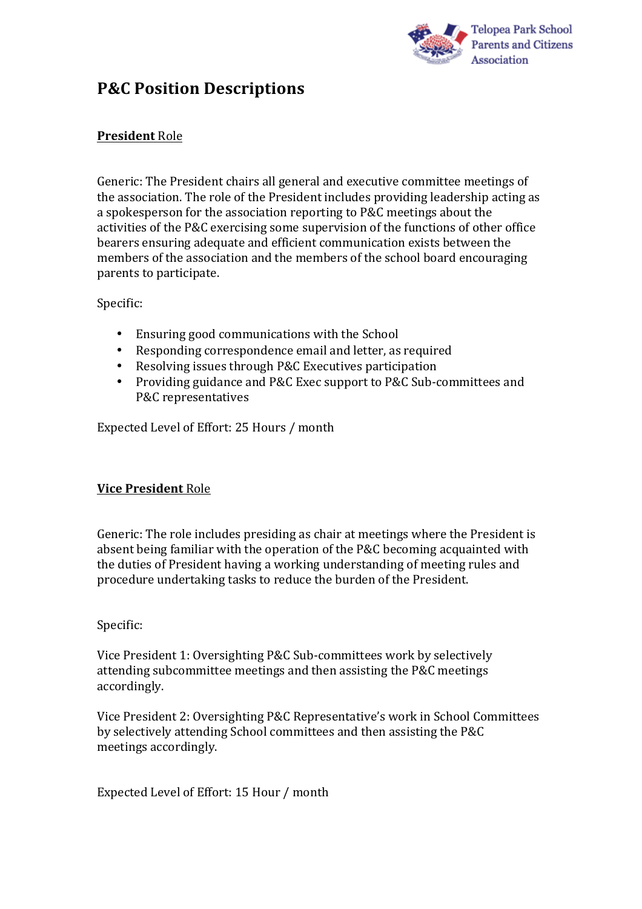Telopea Park School Parents and Citizens Association

# P&C Position Descriptions

## **President** Role

Generic: The President chairs all general and executive committee meetings of the association. The role of the President includes providing leadership acting as a spokesperson for the association reporting to P&C meetings about the activities of the P&C exercising some supervision of the functions of other office bearers ensuring adequate and efficient communication exists between the members of the association and the members of the school board encouraging parents to participate.

Specific:

- Ensuring good communications with the School
- Responding correspondence email and letter, as required
- Resolving issues through P&C Executives participation
- Providing guidance and P&C Exec support to P&C Sub-committees and P&C representatives

Expected Level of Effort: 25 Hours / month

## **Vice President** Role

Generic: The role includes presiding as chair at meetings where the President is absent being familiar with the operation of the P&C becoming acquainted with the duties of President having a working understanding of meeting rules and procedure undertaking tasks to reduce the burden of the President.

Specific:

Vice President 1: Oversighting P&C Sub-committees work by selectively attending subcommittee meetings and then assisting the P&C meetings accordingly.

Vice President 2: Oversighting P&C Representative's work in School Committees by selectively attending School committees and then assisting the P&C meetings accordingly.

Expected Level of Effort: 15 Hour / month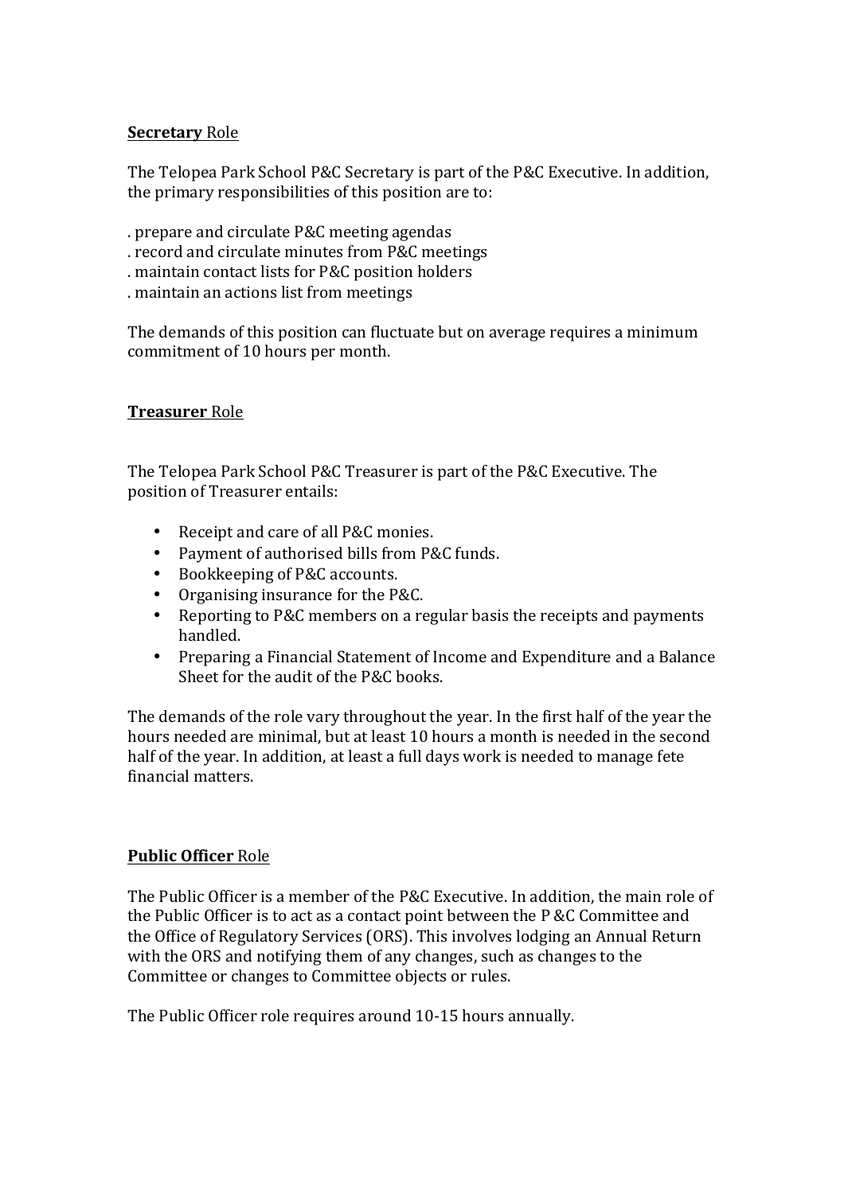**Secretary** Role

The Telopea Park School P&C Secretary is part of the P&C Executive. In addition, the primary responsibilities of this position are to:

. prepare and circulate P&C meeting agendas
. record and circulate minutes from P&C meetings
. maintain contact lists for P&C position holders
. maintain an actions list from meetings

The demands of this position can fluctuate but on average requires a minimum commitment of 10 hours per month.

**Treasurer** Role

The Telopea Park School P&C Treasurer is part of the P&C Executive. The position of Treasurer entails:

- Receipt and care of all P&C monies.
- Payment of authorised bills from P&C funds.
- Bookkeeping of P&C accounts.
- Organising insurance for the P&C.
- Reporting to P&C members on a regular basis the receipts and payments handled.
- Preparing a Financial Statement of Income and Expenditure and a Balance Sheet for the audit of the P&C books.

The demands of the role vary throughout the year. In the first half of the year the hours needed are minimal, but at least 10 hours a month is needed in the second half of the year. In addition, at least a full days work is needed to manage fete financial matters.

**Public Officer** Role

The Public Officer is a member of the P&C Executive. In addition, the main role of the Public Officer is to act as a contact point between the P &C Committee and the Office of Regulatory Services (ORS). This involves lodging an Annual Return with the ORS and notifying them of any changes, such as changes to the Committee or changes to Committee objects or rules.

The Public Officer role requires around 10-15 hours annually.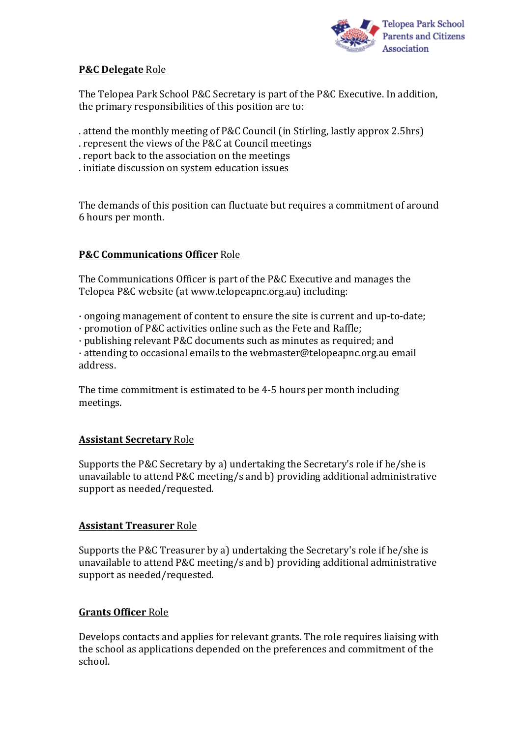**P&C Delegate** Role

The Telopea Park School P&C Secretary is part of the P&C Executive. In addition, the primary responsibilities of this position are to:

. attend the monthly meeting of P&C Council (in Stirling, lastly approx 2.5hrs)
. represent the views of the P&C at Council meetings
. report back to the association on the meetings
. initiate discussion on system education issues

The demands of this position can fluctuate but requires a commitment of around 6 hours per month.

**P&C Communications Officer** Role

The Communications Officer is part of the P&C Executive and manages the Telopea P&C website (at www.telopeapnc.org.au) including:

· ongoing management of content to ensure the site is current and up-to-date;
· promotion of P&C activities online such as the Fete and Raffle;
· publishing relevant P&C documents such as minutes as required; and
· attending to occasional emails to the webmaster@telopeapnc.org.au email address.

The time commitment is estimated to be 4-5 hours per month including meetings.

**Assistant Secretary** Role

Supports the P&C Secretary by a) undertaking the Secretary's role if he/she is unavailable to attend P&C meeting/s and b) providing additional administrative support as needed/requested.

**Assistant Treasurer** Role

Supports the P&C Treasurer by a) undertaking the Secretary's role if he/she is unavailable to attend P&C meeting/s and b) providing additional administrative support as needed/requested.

**Grants Officer** Role

Develops contacts and applies for relevant grants. The role requires liaising with the school as applications depended on the preferences and commitment of the school.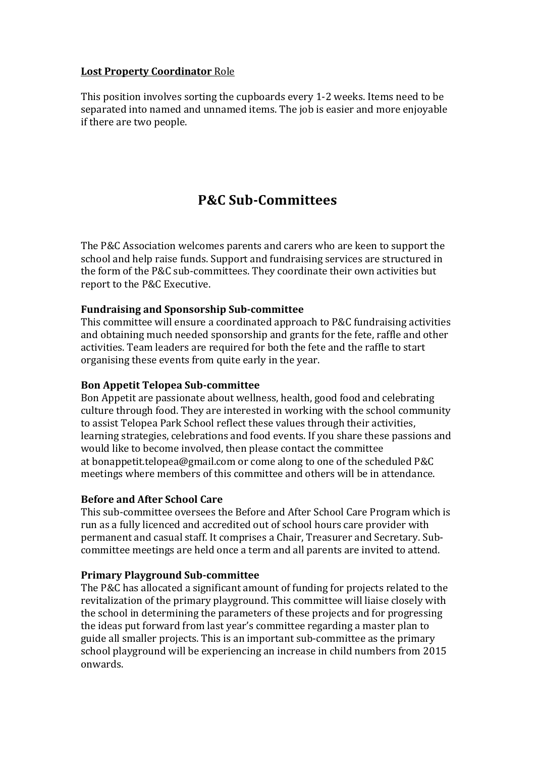**<u>Lost Property Coordinator</u>** <u>Role</u>

This position involves sorting the cupboards every 1-2 weeks. Items need to be separated into named and unnamed items. The job is easier and more enjoyable if there are two people.

# P&C Sub-Committees

The P&C Association welcomes parents and carers who are keen to support the school and help raise funds. Support and fundraising services are structured in the form of the P&C sub-committees. They coordinate their own activities but report to the P&C Executive.

**Fundraising and Sponsorship Sub-committee**
This committee will ensure a coordinated approach to P&C fundraising activities and obtaining much needed sponsorship and grants for the fete, raffle and other activities. Team leaders are required for both the fete and the raffle to start organising these events from quite early in the year.

**Bon Appetit Telopea Sub-committee**
Bon Appetit are passionate about wellness, health, good food and celebrating culture through food. They are interested in working with the school community to assist Telopea Park School reflect these values through their activities, learning strategies, celebrations and food events. If you share these passions and would like to become involved, then please contact the committee at bonappetit.telopea@gmail.com or come along to one of the scheduled P&C meetings where members of this committee and others will be in attendance.

**Before and After School Care**
This sub-committee oversees the Before and After School Care Program which is run as a fully licenced and accredited out of school hours care provider with permanent and casual staff. It comprises a Chair, Treasurer and Secretary. Sub-committee meetings are held once a term and all parents are invited to attend.

**Primary Playground Sub-committee**
The P&C has allocated a significant amount of funding for projects related to the revitalization of the primary playground. This committee will liaise closely with the school in determining the parameters of these projects and for progressing the ideas put forward from last year's committee regarding a master plan to guide all smaller projects. This is an important sub-committee as the primary school playground will be experiencing an increase in child numbers from 2015 onwards.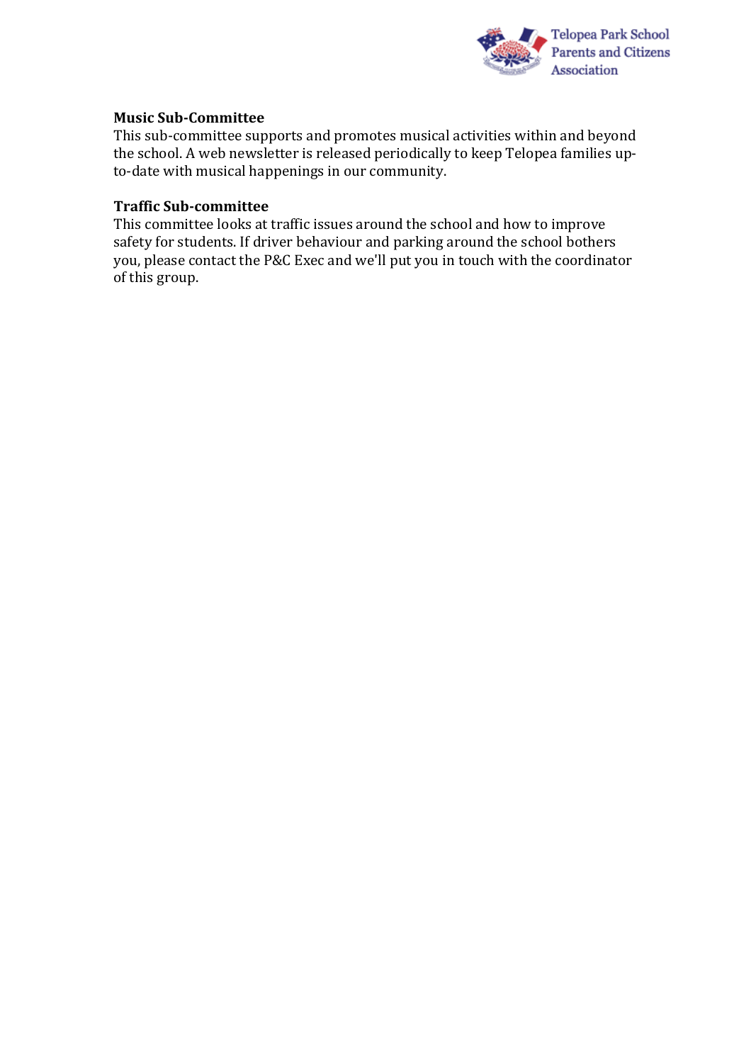**Music Sub-Committee**
This sub-committee supports and promotes musical activities within and beyond the school. A web newsletter is released periodically to keep Telopea families up-to-date with musical happenings in our community.

**Traffic Sub-committee**
This committee looks at traffic issues around the school and how to improve safety for students. If driver behaviour and parking around the school bothers you, please contact the P&C Exec and we'll put you in touch with the coordinator of this group.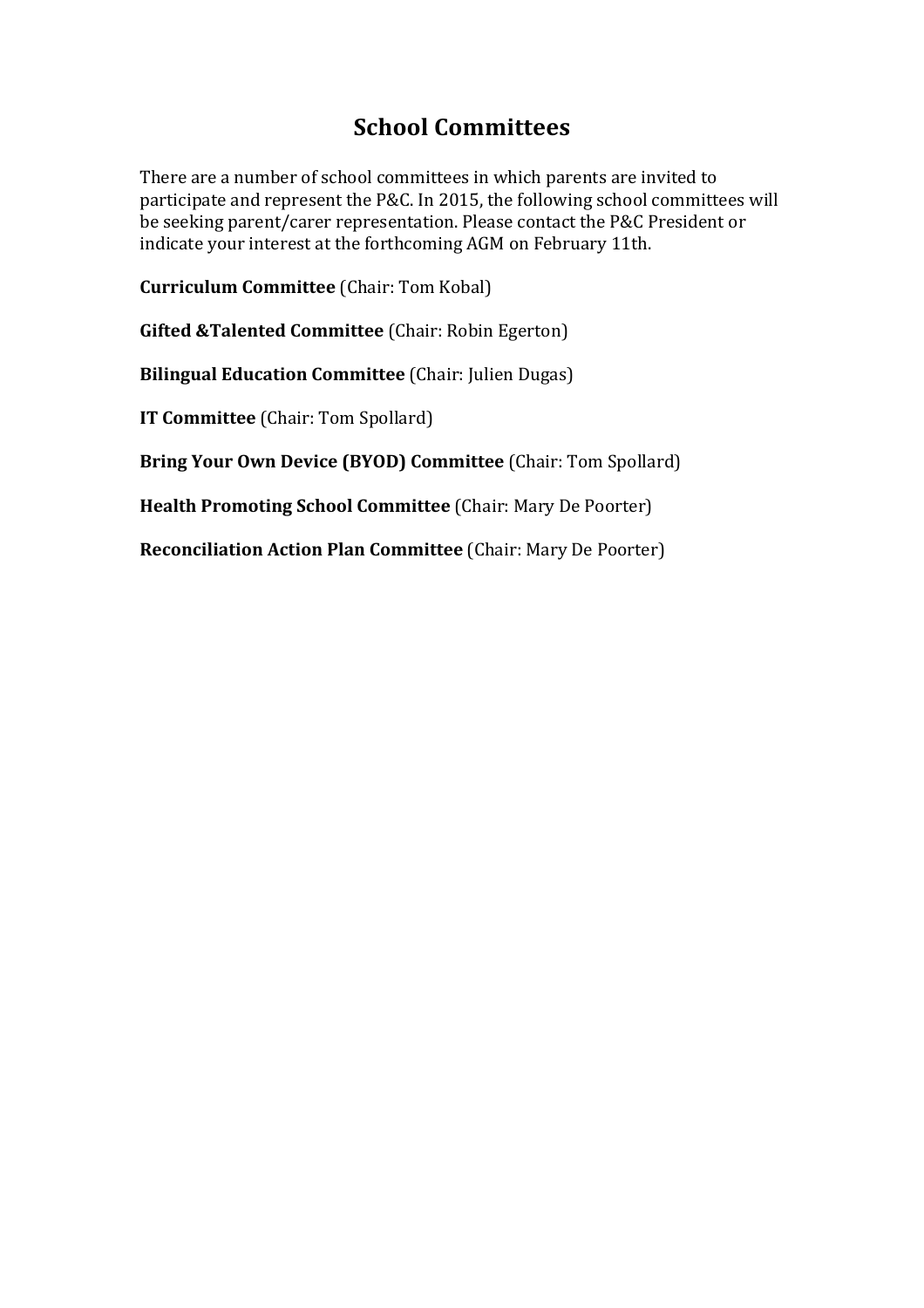# School Committees

There are a number of school committees in which parents are invited to participate and represent the P&C. In 2015, the following school committees will be seeking parent/carer representation. Please contact the P&C President or indicate your interest at the forthcoming AGM on February 11th.

**Curriculum Committee** (Chair: Tom Kobal)

**Gifted &Talented Committee** (Chair: Robin Egerton)

**Bilingual Education Committee** (Chair: Julien Dugas)

**IT Committee** (Chair: Tom Spollard)

**Bring Your Own Device (BYOD) Committee** (Chair: Tom Spollard)

**Health Promoting School Committee** (Chair: Mary De Poorter)

**Reconciliation Action Plan Committee** (Chair: Mary De Poorter)